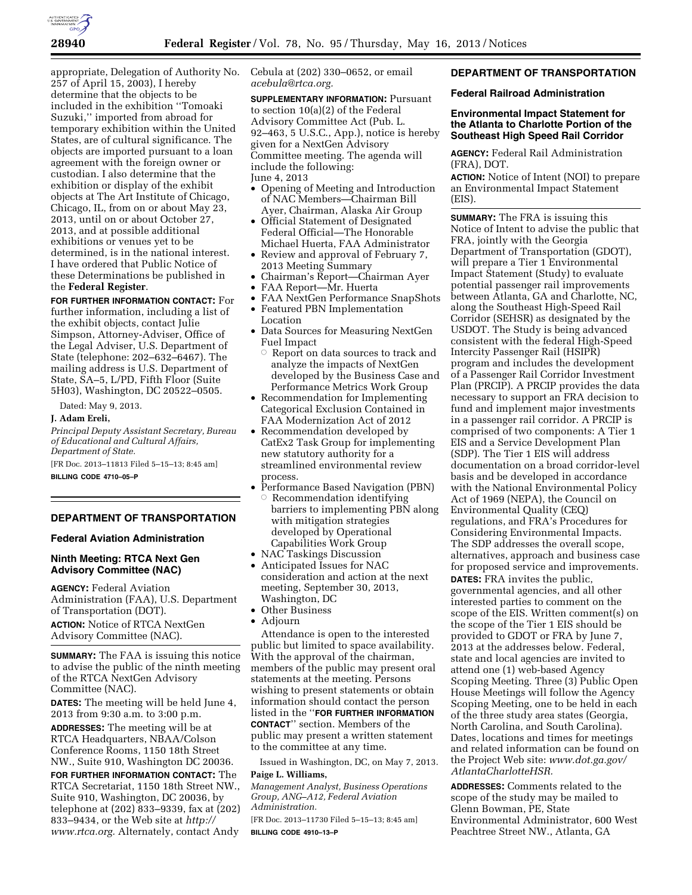appropriate, Delegation of Authority No. 257 of April 15, 2003), I hereby determine that the objects to be included in the exhibition ''Tomoaki Suzuki,'' imported from abroad for temporary exhibition within the United States, are of cultural significance. The objects are imported pursuant to a loan agreement with the foreign owner or custodian. I also determine that the exhibition or display of the exhibit objects at The Art Institute of Chicago, Chicago, IL, from on or about May 23, 2013, until on or about October 27, 2013, and at possible additional exhibitions or venues yet to be determined, is in the national interest. I have ordered that Public Notice of these Determinations be published in the **Federal Register**.

**FOR FURTHER INFORMATION CONTACT:** For further information, including a list of the exhibit objects, contact Julie Simpson, Attorney-Adviser, Office of the Legal Adviser, U.S. Department of State (telephone: 202–632–6467). The mailing address is U.S. Department of State, SA–5, L/PD, Fifth Floor (Suite 5H03), Washington, DC 20522–0505.

Dated: May 9, 2013.

**J. Adam Ereli,**

*Principal Deputy Assistant Secretary, Bureau of Educational and Cultural Affairs, Department of State.*

[FR Doc. 2013–11813 Filed 5–15–13; 8:45 am]

**BILLING CODE 4710–05–P**

## DEPARTMENT OF TRANSPORTATION

### Federal Aviation Administration

### Ninth Meeting: RTCA Next Gen Advisory Committee (NAC)

**AGENCY:** Federal Aviation Administration (FAA), U.S. Department of Transportation (DOT).

**ACTION:** Notice of RTCA NextGen Advisory Committee (NAC).

**SUMMARY:** The FAA is issuing this notice to advise the public of the ninth meeting of the RTCA NextGen Advisory Committee (NAC).

**DATES:** The meeting will be held June 4, 2013 from 9:30 a.m. to 3:00 p.m.

**ADDRESSES:** The meeting will be at RTCA Headquarters, NBAA/Colson Conference Rooms, 1150 18th Street NW., Suite 910, Washington DC 20036.

**FOR FURTHER INFORMATION CONTACT:** The RTCA Secretariat, 1150 18th Street NW., Suite 910, Washington, DC 20036, by telephone at (202) 833–9339, fax at (202) 833–9434, or the Web site at *http://www.rtca.org.* Alternately, contact Andy Cebula at (202) 330–0652, or email *acebula@rtca.org.*

**SUPPLEMENTARY INFORMATION:** Pursuant to section 10(a)(2) of the Federal Advisory Committee Act (Pub. L. 92–463, 5 U.S.C., App.), notice is hereby given for a NextGen Advisory Committee meeting. The agenda will include the following:

June 4, 2013

- Opening of Meeting and Introduction of NAC Members—Chairman Bill Ayer, Chairman, Alaska Air Group
- Official Statement of Designated Federal Official—The Honorable Michael Huerta, FAA Administrator
- Review and approval of February 7, 2013 Meeting Summary
- Chairman's Report—Chairman Ayer
- FAA Report—Mr. Huerta
- FAA NextGen Performance SnapShots
- Featured PBN Implementation Location
- Data Sources for Measuring NextGen Fuel Impact
  - Report on data sources to track and analyze the impacts of NextGen developed by the Business Case and Performance Metrics Work Group
- Recommendation for Implementing Categorical Exclusion Contained in FAA Modernization Act of 2012
- Recommendation developed by CatEx2 Task Group for implementing new statutory authority for a streamlined environmental review process.
- Performance Based Navigation (PBN)
  - Recommendation identifying barriers to implementing PBN along with mitigation strategies developed by Operational Capabilities Work Group
- NAC Taskings Discussion
- Anticipated Issues for NAC consideration and action at the next meeting, September 30, 2013, Washington, DC
- Other Business
- Adjourn

Attendance is open to the interested public but limited to space availability. With the approval of the chairman, members of the public may present oral statements at the meeting. Persons wishing to present statements or obtain information should contact the person listed in the ''**FOR FURTHER INFORMATION CONTACT**'' section. Members of the public may present a written statement to the committee at any time.

Issued in Washington, DC, on May 7, 2013.

**Paige L. Williams,**

*Management Analyst, Business Operations Group, ANG–A12, Federal Aviation Administration.*

[FR Doc. 2013–11730 Filed 5–15–13; 8:45 am]

**BILLING CODE 4910–13–P**

## DEPARTMENT OF TRANSPORTATION

### Federal Railroad Administration

### Environmental Impact Statement for the Atlanta to Charlotte Portion of the Southeast High Speed Rail Corridor

**AGENCY:** Federal Rail Administration (FRA), DOT.

**ACTION:** Notice of Intent (NOI) to prepare an Environmental Impact Statement (EIS).

**SUMMARY:** The FRA is issuing this Notice of Intent to advise the public that FRA, jointly with the Georgia Department of Transportation (GDOT), will prepare a Tier 1 Environmental Impact Statement (Study) to evaluate potential passenger rail improvements between Atlanta, GA and Charlotte, NC, along the Southeast High-Speed Rail Corridor (SEHSR) as designated by the USDOT. The Study is being advanced consistent with the federal High-Speed Intercity Passenger Rail (HSIPR) program and includes the development of a Passenger Rail Corridor Investment Plan (PRCIP). A PRCIP provides the data necessary to support an FRA decision to fund and implement major investments in a passenger rail corridor. A PRCIP is comprised of two components: A Tier 1 EIS and a Service Development Plan (SDP). The Tier 1 EIS will address documentation on a broad corridor-level basis and be developed in accordance with the National Environmental Policy Act of 1969 (NEPA), the Council on Environmental Quality (CEQ) regulations, and FRA's Procedures for Considering Environmental Impacts. The SDP addresses the overall scope, alternatives, approach and business case for proposed service and improvements.

**DATES:** FRA invites the public, governmental agencies, and all other interested parties to comment on the scope of the EIS. Written comment(s) on the scope of the Tier 1 EIS should be provided to GDOT or FRA by June 7, 2013 at the addresses below. Federal, state and local agencies are invited to attend one (1) web-based Agency Scoping Meeting. Three (3) Public Open House Meetings will follow the Agency Scoping Meeting, one to be held in each of the three study area states (Georgia, North Carolina, and South Carolina). Dates, locations and times for meetings and related information can be found on the Project Web site: *www.dot.ga.gov/AtlantaCharlotteHSR.*

**ADDRESSES:** Comments related to the scope of the study may be mailed to Glenn Bowman, PE, State Environmental Administrator, 600 West Peachtree Street NW., Atlanta, GA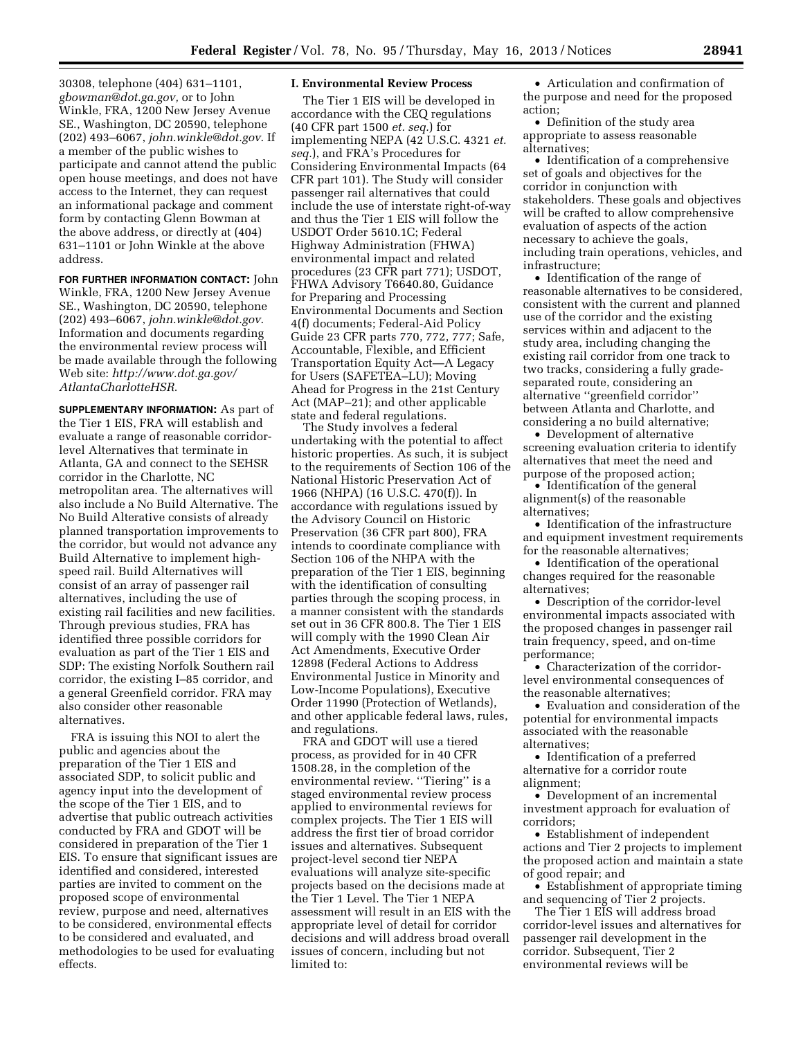30308, telephone (404) 631–1101, *gbowman@dot.ga.gov,* or to John Winkle, FRA, 1200 New Jersey Avenue SE., Washington, DC 20590, telephone (202) 493–6067, *john.winkle@dot.gov.* If a member of the public wishes to participate and cannot attend the public open house meetings, and does not have access to the Internet, they can request an informational package and comment form by contacting Glenn Bowman at the above address, or directly at (404) 631–1101 or John Winkle at the above address.

**FOR FURTHER INFORMATION CONTACT:** John Winkle, FRA, 1200 New Jersey Avenue SE., Washington, DC 20590, telephone (202) 493–6067, *john.winkle@dot.gov.* Information and documents regarding the environmental review process will be made available through the following Web site: *http://www.dot.ga.gov/AtlantaCharlotteHSR.*

**SUPPLEMENTARY INFORMATION:** As part of the Tier 1 EIS, FRA will establish and evaluate a range of reasonable corridor-level Alternatives that terminate in Atlanta, GA and connect to the SEHSR corridor in the Charlotte, NC metropolitan area. The alternatives will also include a No Build Alternative. The No Build Alterative consists of already planned transportation improvements to the corridor, but would not advance any Build Alternative to implement high-speed rail. Build Alternatives will consist of an array of passenger rail alternatives, including the use of existing rail facilities and new facilities. Through previous studies, FRA has identified three possible corridors for evaluation as part of the Tier 1 EIS and SDP: The existing Norfolk Southern rail corridor, the existing I–85 corridor, and a general Greenfield corridor. FRA may also consider other reasonable alternatives.

FRA is issuing this NOI to alert the public and agencies about the preparation of the Tier 1 EIS and associated SDP, to solicit public and agency input into the development of the scope of the Tier 1 EIS, and to advertise that public outreach activities conducted by FRA and GDOT will be considered in preparation of the Tier 1 EIS. To ensure that significant issues are identified and considered, interested parties are invited to comment on the proposed scope of environmental review, purpose and need, alternatives to be considered, environmental effects to be considered and evaluated, and methodologies to be used for evaluating effects.

## I. Environmental Review Process

The Tier 1 EIS will be developed in accordance with the CEQ regulations (40 CFR part 1500 *et. seq.*) for implementing NEPA (42 U.S.C. 4321 *et. seq.*), and FRA's Procedures for Considering Environmental Impacts (64 CFR part 101). The Study will consider passenger rail alternatives that could include the use of interstate right-of-way and thus the Tier 1 EIS will follow the USDOT Order 5610.1C; Federal Highway Administration (FHWA) environmental impact and related procedures (23 CFR part 771); USDOT, FHWA Advisory T6640.80, Guidance for Preparing and Processing Environmental Documents and Section 4(f) documents; Federal-Aid Policy Guide 23 CFR parts 770, 772, 777; Safe, Accountable, Flexible, and Efficient Transportation Equity Act—A Legacy for Users (SAFETEA–LU); Moving Ahead for Progress in the 21st Century Act (MAP–21); and other applicable state and federal regulations.

The Study involves a federal undertaking with the potential to affect historic properties. As such, it is subject to the requirements of Section 106 of the National Historic Preservation Act of 1966 (NHPA) (16 U.S.C. 470(f)). In accordance with regulations issued by the Advisory Council on Historic Preservation (36 CFR part 800), FRA intends to coordinate compliance with Section 106 of the NHPA with the preparation of the Tier 1 EIS, beginning with the identification of consulting parties through the scoping process, in a manner consistent with the standards set out in 36 CFR 800.8. The Tier 1 EIS will comply with the 1990 Clean Air Act Amendments, Executive Order 12898 (Federal Actions to Address Environmental Justice in Minority and Low-Income Populations), Executive Order 11990 (Protection of Wetlands), and other applicable federal laws, rules, and regulations.

FRA and GDOT will use a tiered process, as provided for in 40 CFR 1508.28, in the completion of the environmental review. ''Tiering'' is a staged environmental review process applied to environmental reviews for complex projects. The Tier 1 EIS will address the first tier of broad corridor issues and alternatives. Subsequent project-level second tier NEPA evaluations will analyze site-specific projects based on the decisions made at the Tier 1 Level. The Tier 1 NEPA assessment will result in an EIS with the appropriate level of detail for corridor decisions and will address broad overall issues of concern, including but not limited to:

- Articulation and confirmation of the purpose and need for the proposed action;
- Definition of the study area appropriate to assess reasonable alternatives;
- Identification of a comprehensive set of goals and objectives for the corridor in conjunction with stakeholders. These goals and objectives will be crafted to allow comprehensive evaluation of aspects of the action necessary to achieve the goals, including train operations, vehicles, and infrastructure;
- Identification of the range of reasonable alternatives to be considered, consistent with the current and planned use of the corridor and the existing services within and adjacent to the study area, including changing the existing rail corridor from one track to two tracks, considering a fully grade-separated route, considering an alternative ''greenfield corridor'' between Atlanta and Charlotte, and considering a no build alternative;
- Development of alternative screening evaluation criteria to identify alternatives that meet the need and purpose of the proposed action;
- Identification of the general alignment(s) of the reasonable alternatives;
- Identification of the infrastructure and equipment investment requirements for the reasonable alternatives;
- Identification of the operational changes required for the reasonable alternatives;
- Description of the corridor-level environmental impacts associated with the proposed changes in passenger rail train frequency, speed, and on-time performance;
- Characterization of the corridor-level environmental consequences of the reasonable alternatives;
- Evaluation and consideration of the potential for environmental impacts associated with the reasonable alternatives;
- Identification of a preferred alternative for a corridor route alignment;
- Development of an incremental investment approach for evaluation of corridors;
- Establishment of independent actions and Tier 2 projects to implement the proposed action and maintain a state of good repair; and
- Establishment of appropriate timing and sequencing of Tier 2 projects.

The Tier 1 EIS will address broad corridor-level issues and alternatives for passenger rail development in the corridor. Subsequent, Tier 2 environmental reviews will be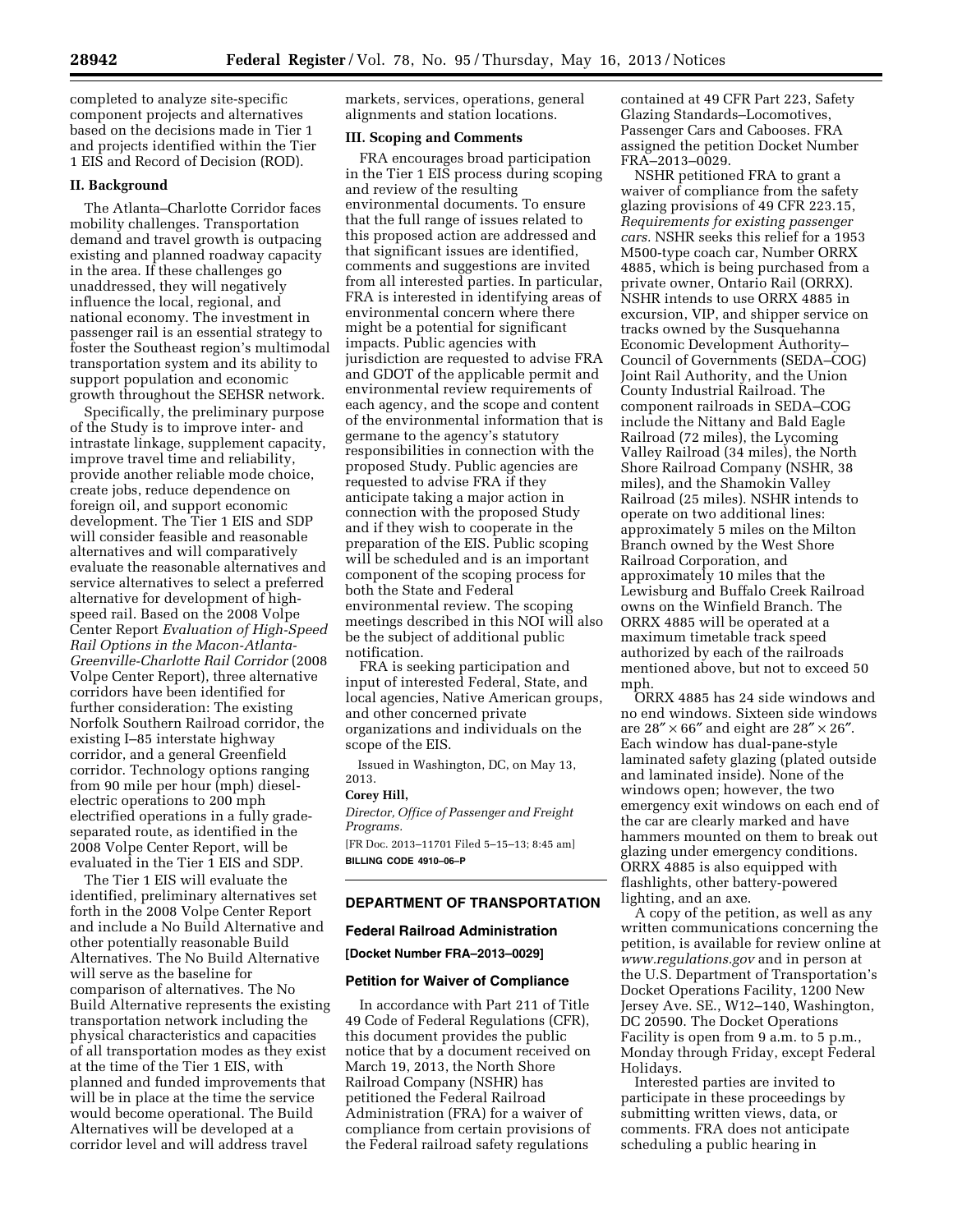completed to analyze site-specific component projects and alternatives based on the decisions made in Tier 1 and projects identified within the Tier 1 EIS and Record of Decision (ROD).

## II. Background

The Atlanta–Charlotte Corridor faces mobility challenges. Transportation demand and travel growth is outpacing existing and planned roadway capacity in the area. If these challenges go unaddressed, they will negatively influence the local, regional, and national economy. The investment in passenger rail is an essential strategy to foster the Southeast region's multimodal transportation system and its ability to support population and economic growth throughout the SEHSR network.

Specifically, the preliminary purpose of the Study is to improve inter- and intrastate linkage, supplement capacity, improve travel time and reliability, provide another reliable mode choice, create jobs, reduce dependence on foreign oil, and support economic development. The Tier 1 EIS and SDP will consider feasible and reasonable alternatives and will comparatively evaluate the reasonable alternatives and service alternatives to select a preferred alternative for development of high-speed rail. Based on the 2008 Volpe Center Report *Evaluation of High-Speed Rail Options in the Macon-Atlanta-Greenville-Charlotte Rail Corridor* (2008 Volpe Center Report), three alternative corridors have been identified for further consideration: The existing Norfolk Southern Railroad corridor, the existing I–85 interstate highway corridor, and a general Greenfield corridor. Technology options ranging from 90 mile per hour (mph) diesel-electric operations to 200 mph electrified operations in a fully grade-separated route, as identified in the 2008 Volpe Center Report, will be evaluated in the Tier 1 EIS and SDP.

The Tier 1 EIS will evaluate the identified, preliminary alternatives set forth in the 2008 Volpe Center Report and include a No Build Alternative and other potentially reasonable Build Alternatives. The No Build Alternative will serve as the baseline for comparison of alternatives. The No Build Alternative represents the existing transportation network including the physical characteristics and capacities of all transportation modes as they exist at the time of the Tier 1 EIS, with planned and funded improvements that will be in place at the time the service would become operational. The Build Alternatives will be developed at a corridor level and will address travel markets, services, operations, general alignments and station locations.

## III. Scoping and Comments

FRA encourages broad participation in the Tier 1 EIS process during scoping and review of the resulting environmental documents. To ensure that the full range of issues related to this proposed action are addressed and that significant issues are identified, comments and suggestions are invited from all interested parties. In particular, FRA is interested in identifying areas of environmental concern where there might be a potential for significant impacts. Public agencies with jurisdiction are requested to advise FRA and GDOT of the applicable permit and environmental review requirements of each agency, and the scope and content of the environmental information that is germane to the agency's statutory responsibilities in connection with the proposed Study. Public agencies are requested to advise FRA if they anticipate taking a major action in connection with the proposed Study and if they wish to cooperate in the preparation of the EIS. Public scoping will be scheduled and is an important component of the scoping process for both the State and Federal environmental review. The scoping meetings described in this NOI will also be the subject of additional public notification.

FRA is seeking participation and input of interested Federal, State, and local agencies, Native American groups, and other concerned private organizations and individuals on the scope of the EIS.

Issued in Washington, DC, on May 13, 2013.

**Corey Hill,**

*Director, Office of Passenger and Freight Programs.*

[FR Doc. 2013–11701 Filed 5–15–13; 8:45 am]

**BILLING CODE 4910–06–P**

---

## DEPARTMENT OF TRANSPORTATION

### Federal Railroad Administration

**[Docket Number FRA–2013–0029]**

### Petition for Waiver of Compliance

In accordance with Part 211 of Title 49 Code of Federal Regulations (CFR), this document provides the public notice that by a document received on March 19, 2013, the North Shore Railroad Company (NSHR) has petitioned the Federal Railroad Administration (FRA) for a waiver of compliance from certain provisions of the Federal railroad safety regulations contained at 49 CFR Part 223, Safety Glazing Standards–Locomotives, Passenger Cars and Cabooses. FRA assigned the petition Docket Number FRA–2013–0029.

NSHR petitioned FRA to grant a waiver of compliance from the safety glazing provisions of 49 CFR 223.15, *Requirements for existing passenger cars.* NSHR seeks this relief for a 1953 M500-type coach car, Number ORRX 4885, which is being purchased from a private owner, Ontario Rail (ORRX). NSHR intends to use ORRX 4885 in excursion, VIP, and shipper service on tracks owned by the Susquehanna Economic Development Authority–Council of Governments (SEDA–COG) Joint Rail Authority, and the Union County Industrial Railroad. The component railroads in SEDA–COG include the Nittany and Bald Eagle Railroad (72 miles), the Lycoming Valley Railroad (34 miles), the North Shore Railroad Company (NSHR, 38 miles), and the Shamokin Valley Railroad (25 miles). NSHR intends to operate on two additional lines: approximately 5 miles on the Milton Branch owned by the West Shore Railroad Corporation, and approximately 10 miles that the Lewisburg and Buffalo Creek Railroad owns on the Winfield Branch. The ORRX 4885 will be operated at a maximum timetable track speed authorized by each of the railroads mentioned above, but not to exceed 50 mph.

ORRX 4885 has 24 side windows and no end windows. Sixteen side windows are 28″ × 66″ and eight are 28″ × 26″. Each window has dual-pane-style laminated safety glazing (plated outside and laminated inside). None of the windows open; however, the two emergency exit windows on each end of the car are clearly marked and have hammers mounted on them to break out glazing under emergency conditions. ORRX 4885 is also equipped with flashlights, other battery-powered lighting, and an axe.

A copy of the petition, as well as any written communications concerning the petition, is available for review online at *www.regulations.gov* and in person at the U.S. Department of Transportation's Docket Operations Facility, 1200 New Jersey Ave. SE., W12–140, Washington, DC 20590. The Docket Operations Facility is open from 9 a.m. to 5 p.m., Monday through Friday, except Federal Holidays.

Interested parties are invited to participate in these proceedings by submitting written views, data, or comments. FRA does not anticipate scheduling a public hearing in